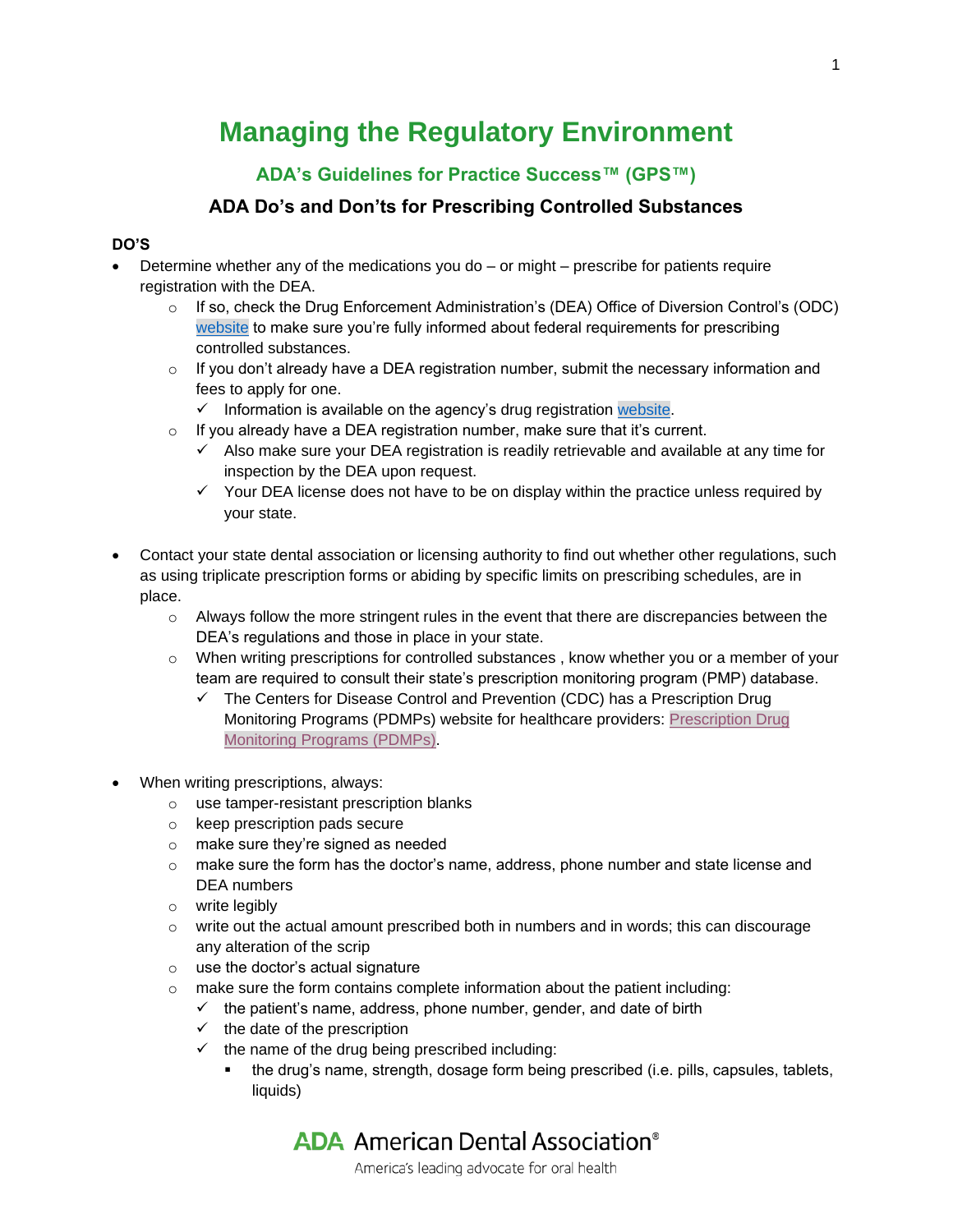# Managing the Regulatory Environment

## ADA's Guidelines for Practice Success™ (GPS™)

### ADA Do's and Don'ts for Prescribing Controlled Substances

**DO'S**

- Determine whether any of the medications you do – or might – prescribe for patients require registration with the DEA.
  - If so, check the Drug Enforcement Administration's (DEA) Office of Diversion Control's (ODC) website to make sure you're fully informed about federal requirements for prescribing controlled substances.
  - If you don't already have a DEA registration number, submit the necessary information and fees to apply for one.
    - ✓ Information is available on the agency's drug registration website.
  - If you already have a DEA registration number, make sure that it's current.
    - ✓ Also make sure your DEA registration is readily retrievable and available at any time for inspection by the DEA upon request.
    - ✓ Your DEA license does not have to be on display within the practice unless required by your state.

- Contact your state dental association or licensing authority to find out whether other regulations, such as using triplicate prescription forms or abiding by specific limits on prescribing schedules, are in place.
  - Always follow the more stringent rules in the event that there are discrepancies between the DEA's regulations and those in place in your state.
  - When writing prescriptions for controlled substances , know whether you or a member of your team are required to consult their state's prescription monitoring program (PMP) database.
    - ✓ The Centers for Disease Control and Prevention (CDC) has a Prescription Drug Monitoring Programs (PDMPs) website for healthcare providers: Prescription Drug Monitoring Programs (PDMPs).

- When writing prescriptions, always:
  - use tamper-resistant prescription blanks
  - keep prescription pads secure
  - make sure they're signed as needed
  - make sure the form has the doctor's name, address, phone number and state license and DEA numbers
  - write legibly
  - write out the actual amount prescribed both in numbers and in words; this can discourage any alteration of the scrip
  - use the doctor's actual signature
  - make sure the form contains complete information about the patient including:
    - ✓ the patient's name, address, phone number, gender, and date of birth
    - ✓ the date of the prescription
    - ✓ the name of the drug being prescribed including:
      - the drug's name, strength, dosage form being prescribed (i.e. pills, capsules, tablets, liquids)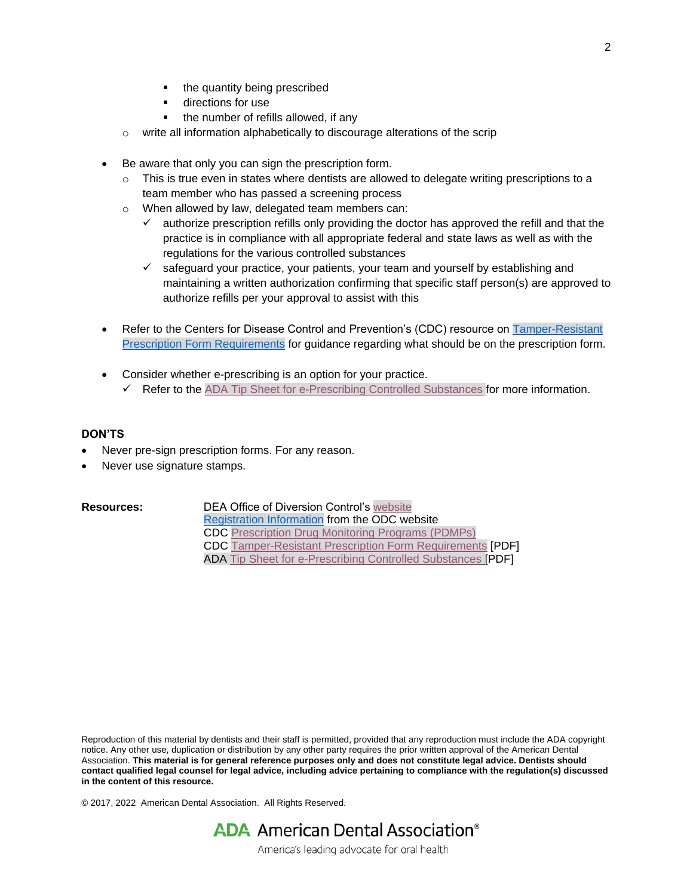- the quantity being prescribed
        - directions for use
        - the number of refills allowed, if any
    - write all information alphabetically to discourage alterations of the scrip

- Be aware that only you can sign the prescription form.
    - This is true even in states where dentists are allowed to delegate writing prescriptions to a team member who has passed a screening process
    - When allowed by law, delegated team members can:
        - ✓ authorize prescription refills only providing the doctor has approved the refill and that the practice is in compliance with all appropriate federal and state laws as well as with the regulations for the various controlled substances
        - ✓ safeguard your practice, your patients, your team and yourself by establishing and maintaining a written authorization confirming that specific staff person(s) are approved to authorize refills per your approval to assist with this

- Refer to the Centers for Disease Control and Prevention's (CDC) resource on Tamper-Resistant Prescription Form Requirements for guidance regarding what should be on the prescription form.

- Consider whether e-prescribing is an option for your practice.
    - ✓ Refer to the ADA Tip Sheet for e-Prescribing Controlled Substances for more information.

**DON'TS**

- Never pre-sign prescription forms. For any reason.
- Never use signature stamps.

**Resources:**

DEA Office of Diversion Control's website
Registration Information from the ODC website
CDC Prescription Drug Monitoring Programs (PDMPs)
CDC Tamper-Resistant Prescription Form Requirements [PDF]
ADA Tip Sheet for e-Prescribing Controlled Substances [PDF]

Reproduction of this material by dentists and their staff is permitted, provided that any reproduction must include the ADA copyright notice. Any other use, duplication or distribution by any other party requires the prior written approval of the American Dental Association. **This material is for general reference purposes only and does not constitute legal advice. Dentists should contact qualified legal counsel for legal advice, including advice pertaining to compliance with the regulation(s) discussed in the content of this resource.**

© 2017, 2022 American Dental Association. All Rights Reserved.

ADA American Dental Association®
America's leading advocate for oral health